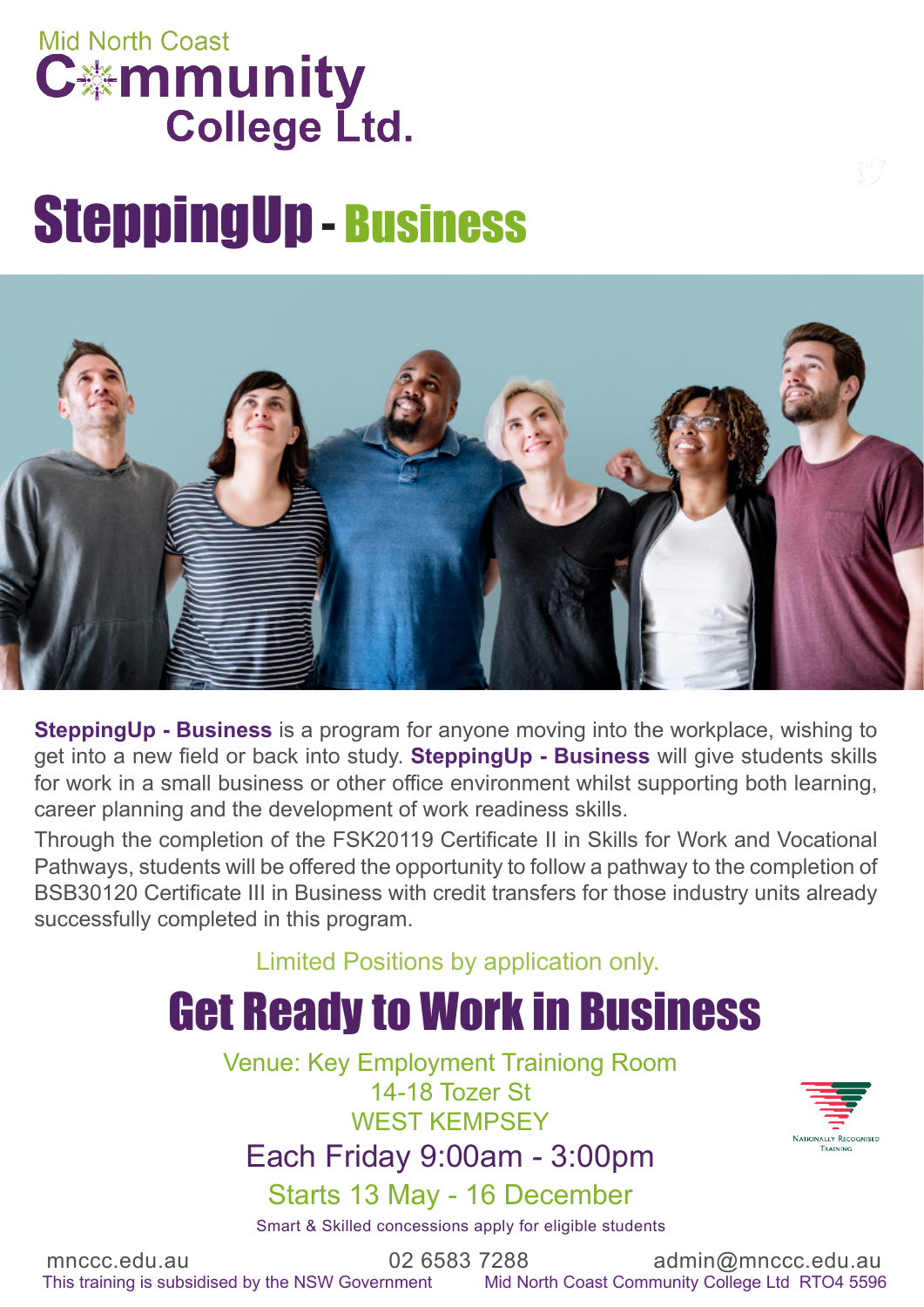Mid North Coast

# Community College Ltd.

# SteppingUp - Business

**SteppingUp - Business** is a program for anyone moving into the workplace, wishing to get into a new field or back into study. **SteppingUp - Business** will give students skills for work in a small business or other office environment whilst supporting both learning, career planning and the development of work readiness skills.

Through the completion of the FSK20119 Certificate II in Skills for Work and Vocational Pathways, students will be offered the opportunity to follow a pathway to the completion of BSB30120 Certificate III in Business with credit transfers for those industry units already successfully completed in this program.

Limited Positions by application only.

## Get Ready to Work in Business

Venue: Key Employment Trainiong Room
14-18 Tozer St
WEST KEMPSEY

Each Friday 9:00am - 3:00pm

Starts 13 May - 16 December

Smart & Skilled concessions apply for eligible students

Nationally Recognised Training

mnccc.edu.au 02 6583 7288 admin@mnccc.edu.au

This training is subsidised by the NSW Government Mid North Coast Community College Ltd RTO4 5596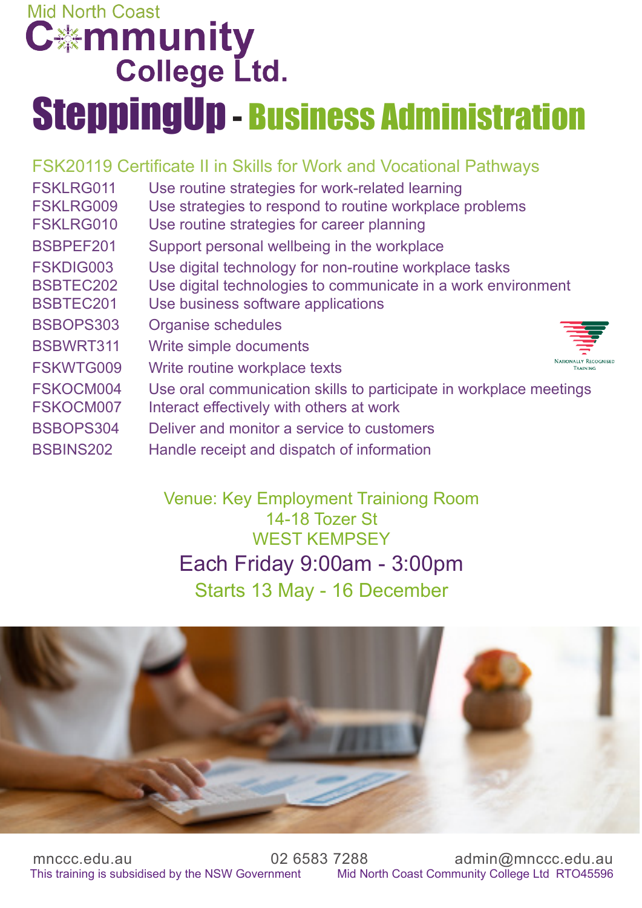Mid North Coast

# Community College Ltd.

# SteppingUp - Business Administration

## FSK20119 Certificate II in Skills for Work and Vocational Pathways

| | |
|---|---|
| FSKLRG011 | Use routine strategies for work-related learning |
| FSKLRG009 | Use strategies to respond to routine workplace problems |
| FSKLRG010 | Use routine strategies for career planning |
| BSBPEF201 | Support personal wellbeing in the workplace |
| FSKDIG003 | Use digital technology for non-routine workplace tasks |
| BSBTEC202 | Use digital technologies to communicate in a work environment |
| BSBTEC201 | Use business software applications |
| BSBOPS303 | Organise schedules |
| BSBWRT311 | Write simple documents |
| FSKWTG009 | Write routine workplace texts |
| FSKOCM004 | Use oral communication skills to participate in workplace meetings |
| FSKOCM007 | Interact effectively with others at work |
| BSBOPS304 | Deliver and monitor a service to customers |
| BSBINS202 | Handle receipt and dispatch of information |

Nationally Recognised Training

Venue: Key Employment Trainiong Room
14-18 Tozer St
WEST KEMPSEY

**Each Friday 9:00am - 3:00pm**

Starts 13 May - 16 December

mnccc.edu.au 02 6583 7288 admin@mnccc.edu.au

This training is subsidised by the NSW Government

Mid North Coast Community College Ltd RTO45596